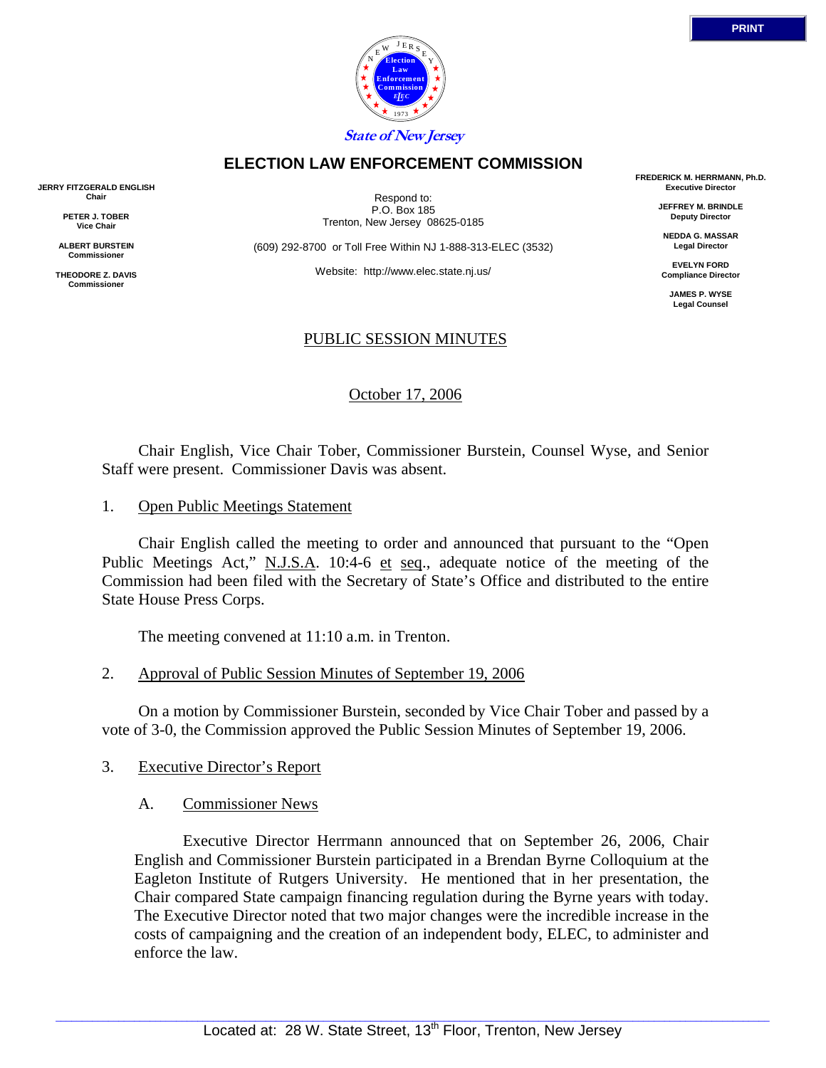PRINT

State of New Jersey

# ELECTION LAW ENFORCEMENT COMMISSION

**JERRY FITZGERALD ENGLISH**
**Chair**

**PETER J. TOBER**
**Vice Chair**

**ALBERT BURSTEIN**
**Commissioner**

**THEODORE Z. DAVIS**
**Commissioner**

Respond to:
P.O. Box 185
Trenton, New Jersey 08625-0185

(609) 292-8700 or Toll Free Within NJ 1-888-313-ELEC (3532)

Website: http://www.elec.state.nj.us/

**FREDERICK M. HERRMANN, Ph.D.**
**Executive Director**

**JEFFREY M. BRINDLE**
**Deputy Director**

**NEDDA G. MASSAR**
**Legal Director**

**EVELYN FORD**
**Compliance Director**

**JAMES P. WYSE**
**Legal Counsel**

## PUBLIC SESSION MINUTES

October 17, 2006

Chair English, Vice Chair Tober, Commissioner Burstein, Counsel Wyse, and Senior Staff were present. Commissioner Davis was absent.

1. Open Public Meetings Statement

Chair English called the meeting to order and announced that pursuant to the "Open Public Meetings Act," N.J.S.A. 10:4-6 et seq., adequate notice of the meeting of the Commission had been filed with the Secretary of State's Office and distributed to the entire State House Press Corps.

The meeting convened at 11:10 a.m. in Trenton.

2. Approval of Public Session Minutes of September 19, 2006

On a motion by Commissioner Burstein, seconded by Vice Chair Tober and passed by a vote of 3-0, the Commission approved the Public Session Minutes of September 19, 2006.

3. Executive Director's Report

A. Commissioner News

Executive Director Herrmann announced that on September 26, 2006, Chair English and Commissioner Burstein participated in a Brendan Byrne Colloquium at the Eagleton Institute of Rutgers University. He mentioned that in her presentation, the Chair compared State campaign financing regulation during the Byrne years with today. The Executive Director noted that two major changes were the incredible increase in the costs of campaigning and the creation of an independent body, ELEC, to administer and enforce the law.

Located at: 28 W. State Street, 13th Floor, Trenton, New Jersey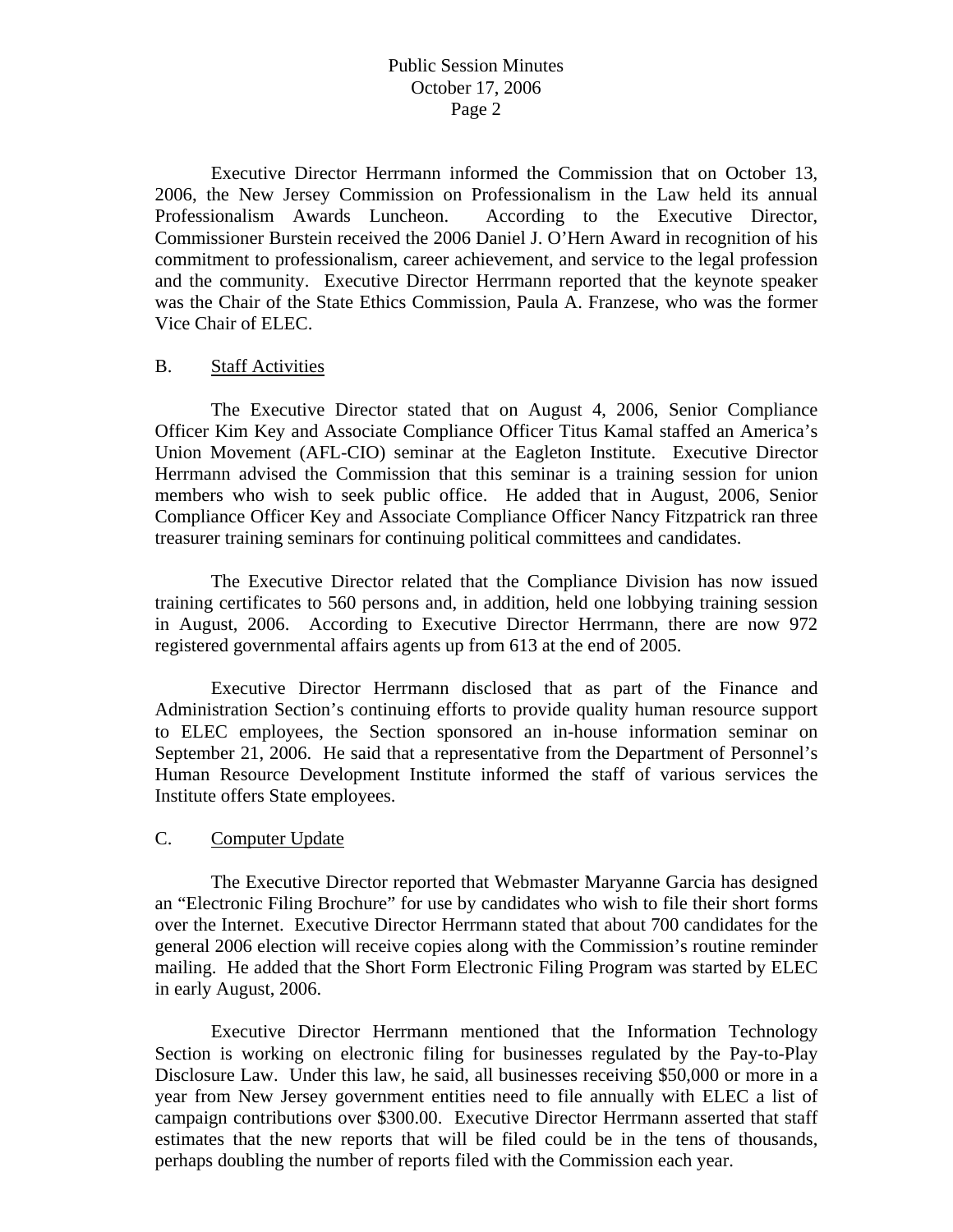Executive Director Herrmann informed the Commission that on October 13, 2006, the New Jersey Commission on Professionalism in the Law held its annual Professionalism Awards Luncheon. According to the Executive Director, Commissioner Burstein received the 2006 Daniel J. O'Hern Award in recognition of his commitment to professionalism, career achievement, and service to the legal profession and the community. Executive Director Herrmann reported that the keynote speaker was the Chair of the State Ethics Commission, Paula A. Franzese, who was the former Vice Chair of ELEC.

B. Staff Activities

The Executive Director stated that on August 4, 2006, Senior Compliance Officer Kim Key and Associate Compliance Officer Titus Kamal staffed an America's Union Movement (AFL-CIO) seminar at the Eagleton Institute. Executive Director Herrmann advised the Commission that this seminar is a training session for union members who wish to seek public office. He added that in August, 2006, Senior Compliance Officer Key and Associate Compliance Officer Nancy Fitzpatrick ran three treasurer training seminars for continuing political committees and candidates.

The Executive Director related that the Compliance Division has now issued training certificates to 560 persons and, in addition, held one lobbying training session in August, 2006. According to Executive Director Herrmann, there are now 972 registered governmental affairs agents up from 613 at the end of 2005.

Executive Director Herrmann disclosed that as part of the Finance and Administration Section's continuing efforts to provide quality human resource support to ELEC employees, the Section sponsored an in-house information seminar on September 21, 2006. He said that a representative from the Department of Personnel's Human Resource Development Institute informed the staff of various services the Institute offers State employees.

C. Computer Update

The Executive Director reported that Webmaster Maryanne Garcia has designed an "Electronic Filing Brochure" for use by candidates who wish to file their short forms over the Internet. Executive Director Herrmann stated that about 700 candidates for the general 2006 election will receive copies along with the Commission's routine reminder mailing. He added that the Short Form Electronic Filing Program was started by ELEC in early August, 2006.

Executive Director Herrmann mentioned that the Information Technology Section is working on electronic filing for businesses regulated by the Pay-to-Play Disclosure Law. Under this law, he said, all businesses receiving $50,000 or more in a year from New Jersey government entities need to file annually with ELEC a list of campaign contributions over $300.00. Executive Director Herrmann asserted that staff estimates that the new reports that will be filed could be in the tens of thousands, perhaps doubling the number of reports filed with the Commission each year.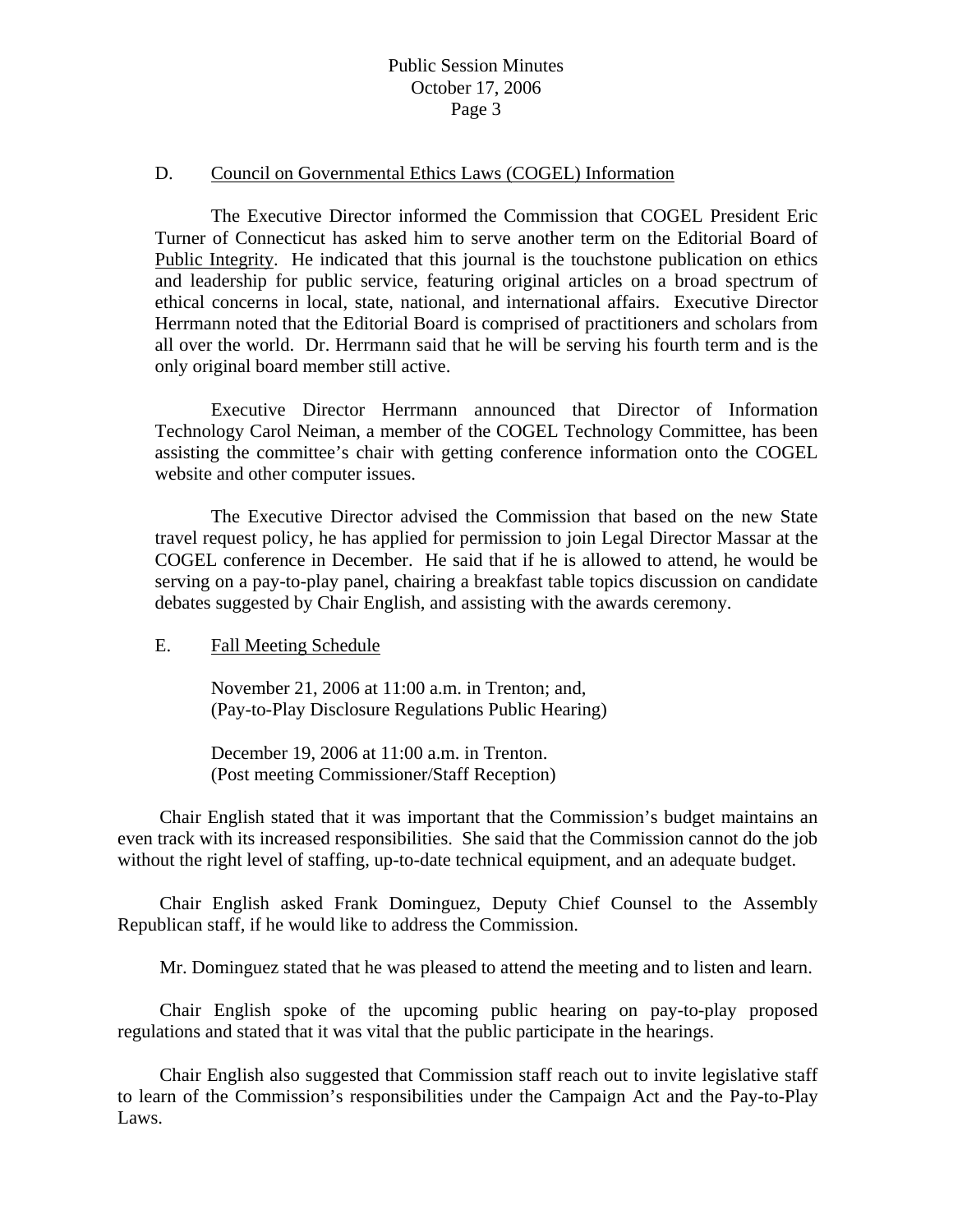D. Council on Governmental Ethics Laws (COGEL) Information

The Executive Director informed the Commission that COGEL President Eric Turner of Connecticut has asked him to serve another term on the Editorial Board of Public Integrity. He indicated that this journal is the touchstone publication on ethics and leadership for public service, featuring original articles on a broad spectrum of ethical concerns in local, state, national, and international affairs. Executive Director Herrmann noted that the Editorial Board is comprised of practitioners and scholars from all over the world. Dr. Herrmann said that he will be serving his fourth term and is the only original board member still active.

Executive Director Herrmann announced that Director of Information Technology Carol Neiman, a member of the COGEL Technology Committee, has been assisting the committee's chair with getting conference information onto the COGEL website and other computer issues.

The Executive Director advised the Commission that based on the new State travel request policy, he has applied for permission to join Legal Director Massar at the COGEL conference in December. He said that if he is allowed to attend, he would be serving on a pay-to-play panel, chairing a breakfast table topics discussion on candidate debates suggested by Chair English, and assisting with the awards ceremony.

E. Fall Meeting Schedule

November 21, 2006 at 11:00 a.m. in Trenton; and,
(Pay-to-Play Disclosure Regulations Public Hearing)

December 19, 2006 at 11:00 a.m. in Trenton.
(Post meeting Commissioner/Staff Reception)

Chair English stated that it was important that the Commission's budget maintains an even track with its increased responsibilities. She said that the Commission cannot do the job without the right level of staffing, up-to-date technical equipment, and an adequate budget.

Chair English asked Frank Dominguez, Deputy Chief Counsel to the Assembly Republican staff, if he would like to address the Commission.

Mr. Dominguez stated that he was pleased to attend the meeting and to listen and learn.

Chair English spoke of the upcoming public hearing on pay-to-play proposed regulations and stated that it was vital that the public participate in the hearings.

Chair English also suggested that Commission staff reach out to invite legislative staff to learn of the Commission's responsibilities under the Campaign Act and the Pay-to-Play Laws.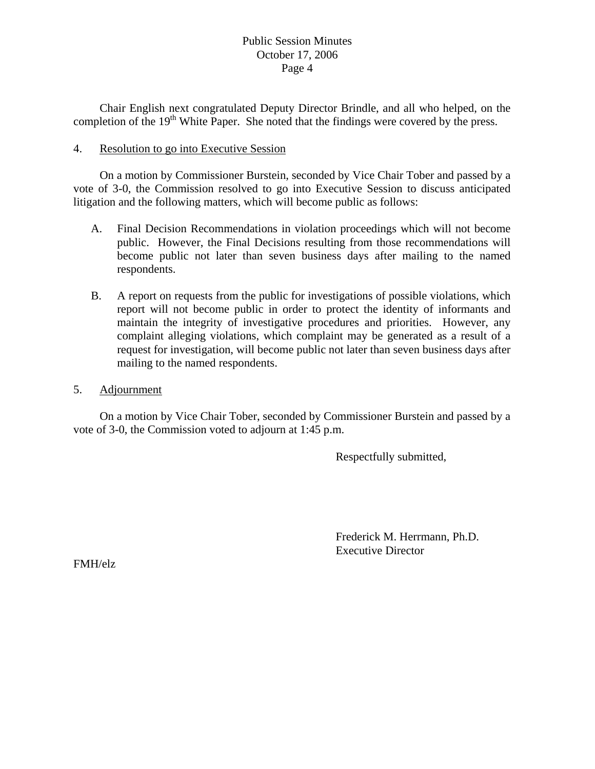Chair English next congratulated Deputy Director Brindle, and all who helped, on the completion of the 19th White Paper. She noted that the findings were covered by the press.

4. Resolution to go into Executive Session

On a motion by Commissioner Burstein, seconded by Vice Chair Tober and passed by a vote of 3-0, the Commission resolved to go into Executive Session to discuss anticipated litigation and the following matters, which will become public as follows:

A. Final Decision Recommendations in violation proceedings which will not become public. However, the Final Decisions resulting from those recommendations will become public not later than seven business days after mailing to the named respondents.

B. A report on requests from the public for investigations of possible violations, which report will not become public in order to protect the identity of informants and maintain the integrity of investigative procedures and priorities. However, any complaint alleging violations, which complaint may be generated as a result of a request for investigation, will become public not later than seven business days after mailing to the named respondents.

5. Adjournment

On a motion by Vice Chair Tober, seconded by Commissioner Burstein and passed by a vote of 3-0, the Commission voted to adjourn at 1:45 p.m.

Respectfully submitted,

Frederick M. Herrmann, Ph.D.
Executive Director

FMH/elz